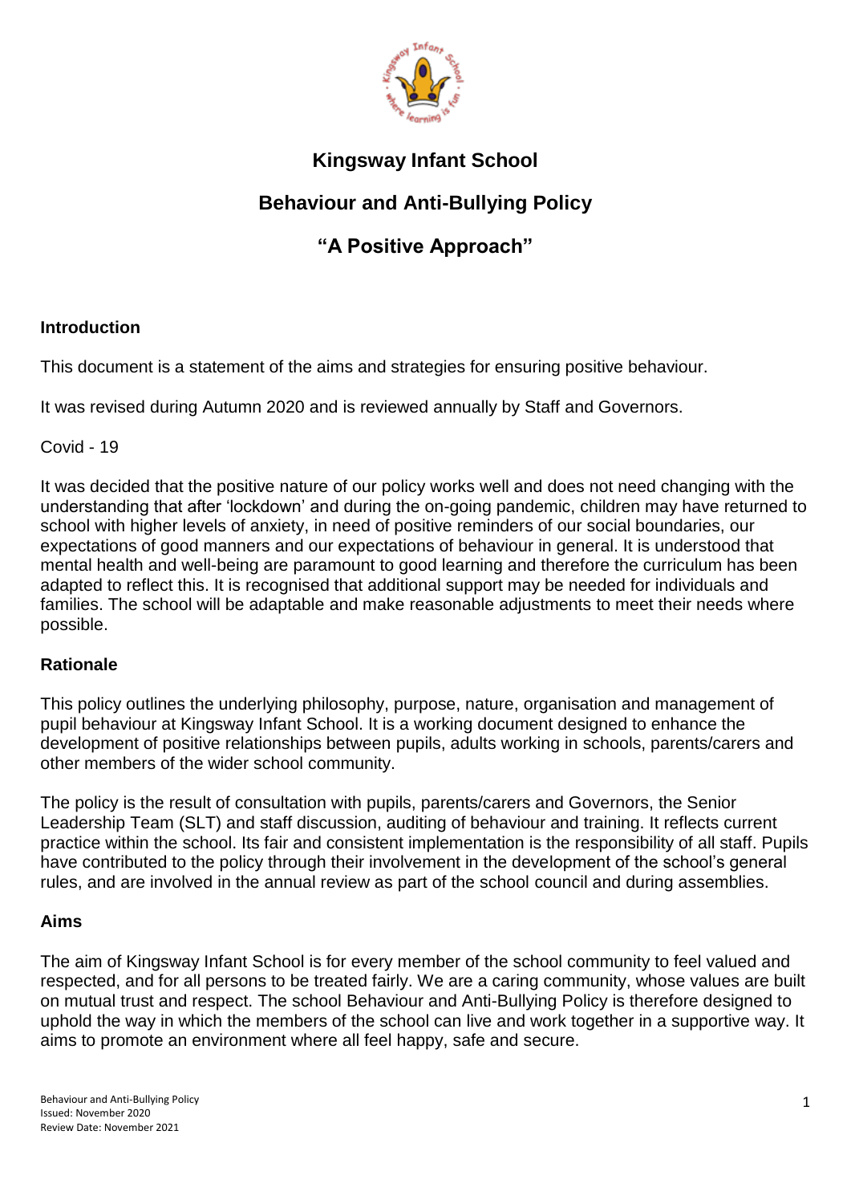# Kingsway Infant School

## Behaviour and Anti-Bullying Policy

## "A Positive Approach"

**Introduction**

This document is a statement of the aims and strategies for ensuring positive behaviour.

It was revised during Autumn 2020 and is reviewed annually by Staff and Governors.

Covid - 19

It was decided that the positive nature of our policy works well and does not need changing with the understanding that after 'lockdown' and during the on-going pandemic, children may have returned to school with higher levels of anxiety, in need of positive reminders of our social boundaries, our expectations of good manners and our expectations of behaviour in general. It is understood that mental health and well-being are paramount to good learning and therefore the curriculum has been adapted to reflect this. It is recognised that additional support may be needed for individuals and families. The school will be adaptable and make reasonable adjustments to meet their needs where possible.

**Rationale**

This policy outlines the underlying philosophy, purpose, nature, organisation and management of pupil behaviour at Kingsway Infant School. It is a working document designed to enhance the development of positive relationships between pupils, adults working in schools, parents/carers and other members of the wider school community.

The policy is the result of consultation with pupils, parents/carers and Governors, the Senior Leadership Team (SLT) and staff discussion, auditing of behaviour and training. It reflects current practice within the school. Its fair and consistent implementation is the responsibility of all staff. Pupils have contributed to the policy through their involvement in the development of the school's general rules, and are involved in the annual review as part of the school council and during assemblies.

**Aims**

The aim of Kingsway Infant School is for every member of the school community to feel valued and respected, and for all persons to be treated fairly. We are a caring community, whose values are built on mutual trust and respect. The school Behaviour and Anti-Bullying Policy is therefore designed to uphold the way in which the members of the school can live and work together in a supportive way. It aims to promote an environment where all feel happy, safe and secure.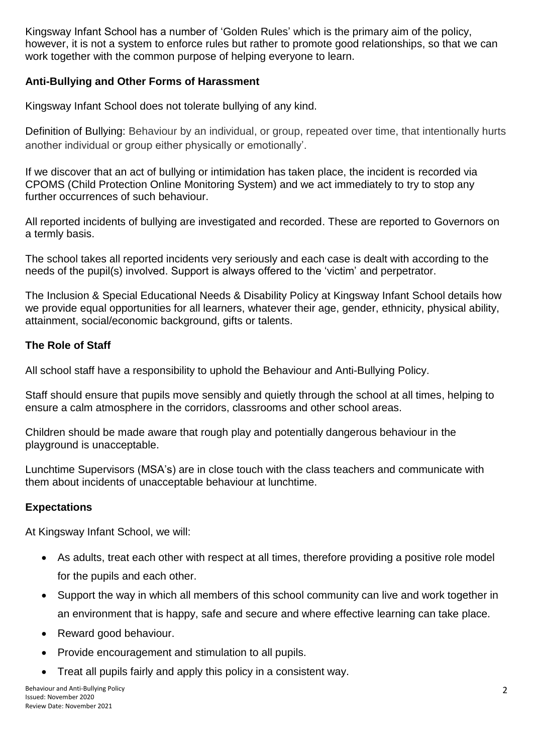Kingsway Infant School has a number of 'Golden Rules' which is the primary aim of the policy, however, it is not a system to enforce rules but rather to promote good relationships, so that we can work together with the common purpose of helping everyone to learn.

## Anti-Bullying and Other Forms of Harassment

Kingsway Infant School does not tolerate bullying of any kind.

Definition of Bullying: Behaviour by an individual, or group, repeated over time, that intentionally hurts another individual or group either physically or emotionally'.

If we discover that an act of bullying or intimidation has taken place, the incident is recorded via CPOMS (Child Protection Online Monitoring System) and we act immediately to try to stop any further occurrences of such behaviour.

All reported incidents of bullying are investigated and recorded. These are reported to Governors on a termly basis.

The school takes all reported incidents very seriously and each case is dealt with according to the needs of the pupil(s) involved. Support is always offered to the 'victim' and perpetrator.

The Inclusion & Special Educational Needs & Disability Policy at Kingsway Infant School details how we provide equal opportunities for all learners, whatever their age, gender, ethnicity, physical ability, attainment, social/economic background, gifts or talents.

## The Role of Staff

All school staff have a responsibility to uphold the Behaviour and Anti-Bullying Policy.

Staff should ensure that pupils move sensibly and quietly through the school at all times, helping to ensure a calm atmosphere in the corridors, classrooms and other school areas.

Children should be made aware that rough play and potentially dangerous behaviour in the playground is unacceptable.

Lunchtime Supervisors (MSA's) are in close touch with the class teachers and communicate with them about incidents of unacceptable behaviour at lunchtime.

## Expectations

At Kingsway Infant School, we will:

- As adults, treat each other with respect at all times, therefore providing a positive role model for the pupils and each other.
- Support the way in which all members of this school community can live and work together in an environment that is happy, safe and secure and where effective learning can take place.
- Reward good behaviour.
- Provide encouragement and stimulation to all pupils.
- Treat all pupils fairly and apply this policy in a consistent way.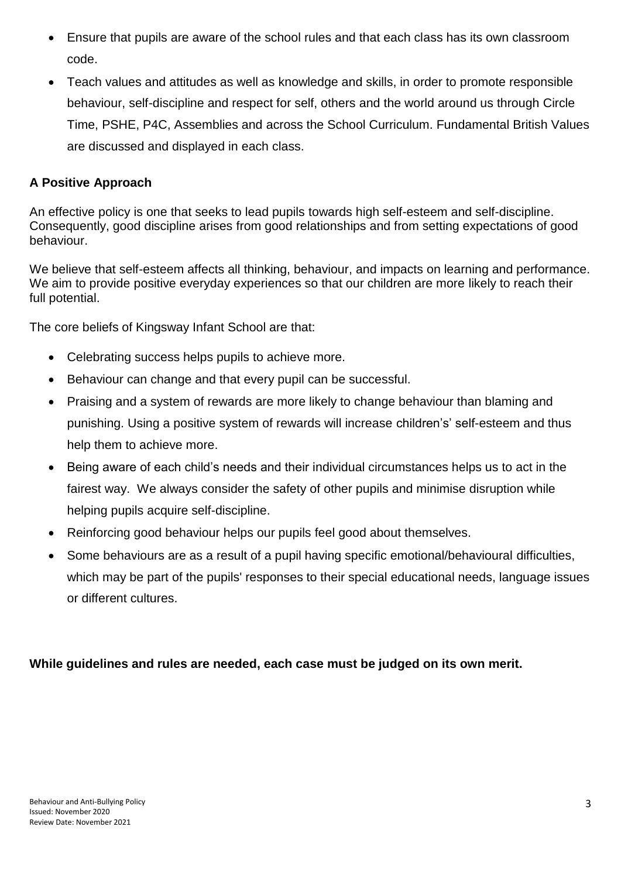- Ensure that pupils are aware of the school rules and that each class has its own classroom code.
- Teach values and attitudes as well as knowledge and skills, in order to promote responsible behaviour, self-discipline and respect for self, others and the world around us through Circle Time, PSHE, P4C, Assemblies and across the School Curriculum. Fundamental British Values are discussed and displayed in each class.

## A Positive Approach

An effective policy is one that seeks to lead pupils towards high self-esteem and self-discipline. Consequently, good discipline arises from good relationships and from setting expectations of good behaviour.

We believe that self-esteem affects all thinking, behaviour, and impacts on learning and performance. We aim to provide positive everyday experiences so that our children are more likely to reach their full potential.

The core beliefs of Kingsway Infant School are that:

- Celebrating success helps pupils to achieve more.
- Behaviour can change and that every pupil can be successful.
- Praising and a system of rewards are more likely to change behaviour than blaming and punishing. Using a positive system of rewards will increase children's' self-esteem and thus help them to achieve more.
- Being aware of each child's needs and their individual circumstances helps us to act in the fairest way. We always consider the safety of other pupils and minimise disruption while helping pupils acquire self-discipline.
- Reinforcing good behaviour helps our pupils feel good about themselves.
- Some behaviours are as a result of a pupil having specific emotional/behavioural difficulties, which may be part of the pupils' responses to their special educational needs, language issues or different cultures.

**While guidelines and rules are needed, each case must be judged on its own merit.**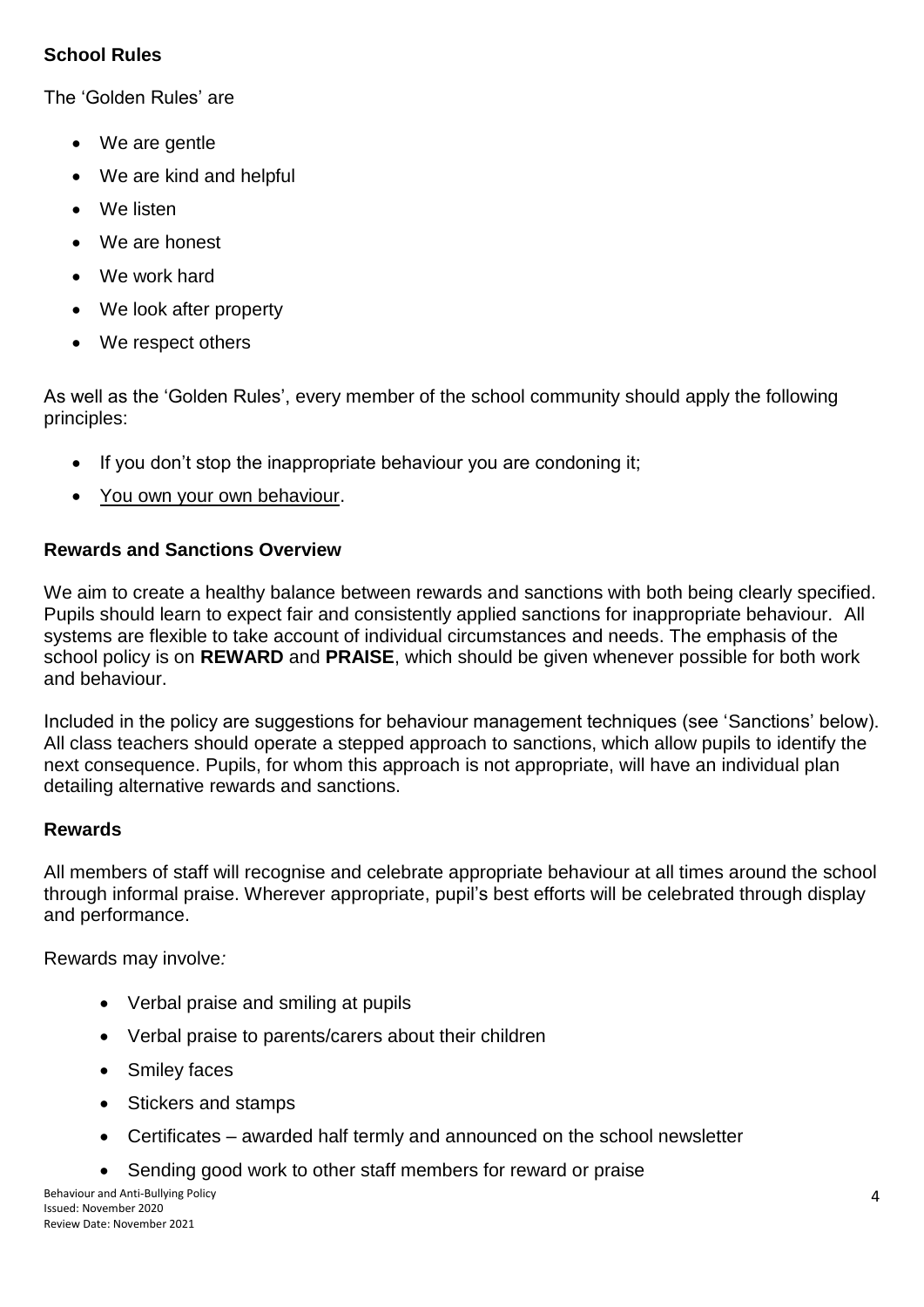**School Rules**

The 'Golden Rules' are

- We are gentle
- We are kind and helpful
- We listen
- We are honest
- We work hard
- We look after property
- We respect others

As well as the 'Golden Rules', every member of the school community should apply the following principles:

- If you don't stop the inappropriate behaviour you are condoning it;
- You own your own behaviour.

**Rewards and Sanctions Overview**

We aim to create a healthy balance between rewards and sanctions with both being clearly specified. Pupils should learn to expect fair and consistently applied sanctions for inappropriate behaviour. All systems are flexible to take account of individual circumstances and needs. The emphasis of the school policy is on **REWARD** and **PRAISE**, which should be given whenever possible for both work and behaviour.

Included in the policy are suggestions for behaviour management techniques (see 'Sanctions' below). All class teachers should operate a stepped approach to sanctions, which allow pupils to identify the next consequence. Pupils, for whom this approach is not appropriate, will have an individual plan detailing alternative rewards and sanctions.

**Rewards**

All members of staff will recognise and celebrate appropriate behaviour at all times around the school through informal praise. Wherever appropriate, pupil's best efforts will be celebrated through display and performance.

Rewards may involve*:*

- Verbal praise and smiling at pupils
- Verbal praise to parents/carers about their children
- Smiley faces
- Stickers and stamps
- Certificates – awarded half termly and announced on the school newsletter
- Sending good work to other staff members for reward or praise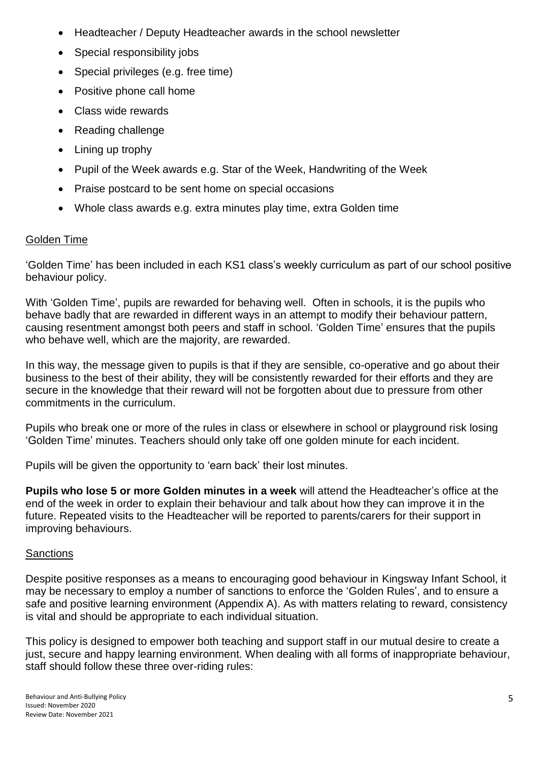- Headteacher / Deputy Headteacher awards in the school newsletter
- Special responsibility jobs
- Special privileges (e.g. free time)
- Positive phone call home
- Class wide rewards
- Reading challenge
- Lining up trophy
- Pupil of the Week awards e.g. Star of the Week, Handwriting of the Week
- Praise postcard to be sent home on special occasions
- Whole class awards e.g. extra minutes play time, extra Golden time

## Golden Time

'Golden Time' has been included in each KS1 class's weekly curriculum as part of our school positive behaviour policy.

With 'Golden Time', pupils are rewarded for behaving well. Often in schools, it is the pupils who behave badly that are rewarded in different ways in an attempt to modify their behaviour pattern, causing resentment amongst both peers and staff in school. 'Golden Time' ensures that the pupils who behave well, which are the majority, are rewarded.

In this way, the message given to pupils is that if they are sensible, co-operative and go about their business to the best of their ability, they will be consistently rewarded for their efforts and they are secure in the knowledge that their reward will not be forgotten about due to pressure from other commitments in the curriculum.

Pupils who break one or more of the rules in class or elsewhere in school or playground risk losing 'Golden Time' minutes. Teachers should only take off one golden minute for each incident.

Pupils will be given the opportunity to 'earn back' their lost minutes.

**Pupils who lose 5 or more Golden minutes in a week** will attend the Headteacher's office at the end of the week in order to explain their behaviour and talk about how they can improve it in the future. Repeated visits to the Headteacher will be reported to parents/carers for their support in improving behaviours.

## Sanctions

Despite positive responses as a means to encouraging good behaviour in Kingsway Infant School, it may be necessary to employ a number of sanctions to enforce the 'Golden Rules', and to ensure a safe and positive learning environment (Appendix A). As with matters relating to reward, consistency is vital and should be appropriate to each individual situation.

This policy is designed to empower both teaching and support staff in our mutual desire to create a just, secure and happy learning environment. When dealing with all forms of inappropriate behaviour, staff should follow these three over-riding rules: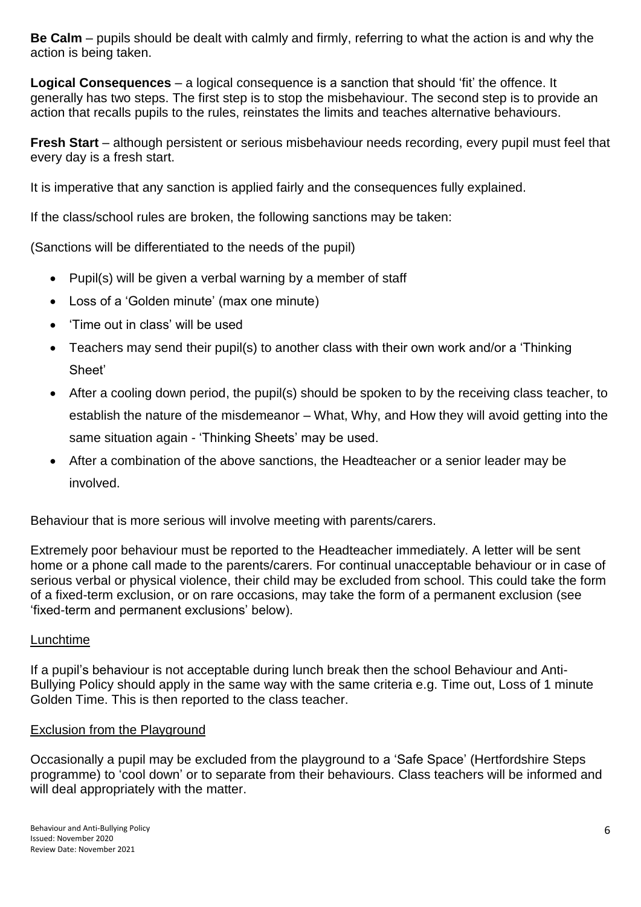**Be Calm** – pupils should be dealt with calmly and firmly, referring to what the action is and why the action is being taken.

**Logical Consequences** – a logical consequence is a sanction that should 'fit' the offence. It generally has two steps. The first step is to stop the misbehaviour. The second step is to provide an action that recalls pupils to the rules, reinstates the limits and teaches alternative behaviours.

**Fresh Start** – although persistent or serious misbehaviour needs recording, every pupil must feel that every day is a fresh start.

It is imperative that any sanction is applied fairly and the consequences fully explained.

If the class/school rules are broken, the following sanctions may be taken:

(Sanctions will be differentiated to the needs of the pupil)

- Pupil(s) will be given a verbal warning by a member of staff
- Loss of a 'Golden minute' (max one minute)
- 'Time out in class' will be used
- Teachers may send their pupil(s) to another class with their own work and/or a 'Thinking Sheet'
- After a cooling down period, the pupil(s) should be spoken to by the receiving class teacher, to establish the nature of the misdemeanor – What, Why, and How they will avoid getting into the same situation again - 'Thinking Sheets' may be used.
- After a combination of the above sanctions, the Headteacher or a senior leader may be involved.

Behaviour that is more serious will involve meeting with parents/carers.

Extremely poor behaviour must be reported to the Headteacher immediately. A letter will be sent home or a phone call made to the parents/carers. For continual unacceptable behaviour or in case of serious verbal or physical violence, their child may be excluded from school. This could take the form of a fixed-term exclusion, or on rare occasions, may take the form of a permanent exclusion (see 'fixed-term and permanent exclusions' below).

## Lunchtime

If a pupil's behaviour is not acceptable during lunch break then the school Behaviour and Anti-Bullying Policy should apply in the same way with the same criteria e.g. Time out, Loss of 1 minute Golden Time. This is then reported to the class teacher.

## Exclusion from the Playground

Occasionally a pupil may be excluded from the playground to a 'Safe Space' (Hertfordshire Steps programme) to 'cool down' or to separate from their behaviours. Class teachers will be informed and will deal appropriately with the matter.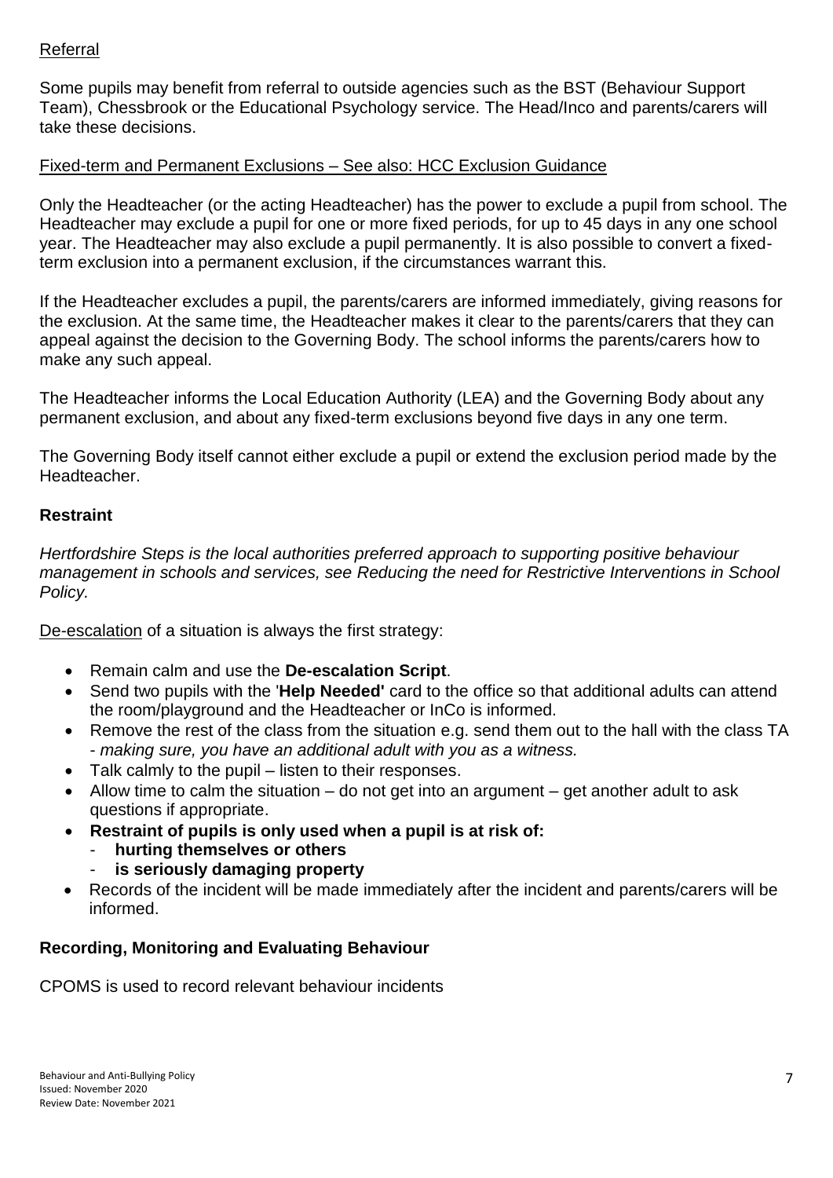Referral

Some pupils may benefit from referral to outside agencies such as the BST (Behaviour Support Team), Chessbrook or the Educational Psychology service. The Head/Inco and parents/carers will take these decisions.

Fixed-term and Permanent Exclusions – See also: HCC Exclusion Guidance

Only the Headteacher (or the acting Headteacher) has the power to exclude a pupil from school. The Headteacher may exclude a pupil for one or more fixed periods, for up to 45 days in any one school year. The Headteacher may also exclude a pupil permanently. It is also possible to convert a fixed-term exclusion into a permanent exclusion, if the circumstances warrant this.

If the Headteacher excludes a pupil, the parents/carers are informed immediately, giving reasons for the exclusion. At the same time, the Headteacher makes it clear to the parents/carers that they can appeal against the decision to the Governing Body. The school informs the parents/carers how to make any such appeal.

The Headteacher informs the Local Education Authority (LEA) and the Governing Body about any permanent exclusion, and about any fixed-term exclusions beyond five days in any one term.

The Governing Body itself cannot either exclude a pupil or extend the exclusion period made by the Headteacher.

## Restraint

*Hertfordshire Steps is the local authorities preferred approach to supporting positive behaviour management in schools and services, see Reducing the need for Restrictive Interventions in School Policy.*

De-escalation of a situation is always the first strategy:

- Remain calm and use the **De-escalation Script**.
- Send two pupils with the '**Help Needed'** card to the office so that additional adults can attend the room/playground and the Headteacher or InCo is informed.
- Remove the rest of the class from the situation e.g. send them out to the hall with the class TA - *making sure, you have an additional adult with you as a witness.*
- Talk calmly to the pupil – listen to their responses.
- Allow time to calm the situation – do not get into an argument – get another adult to ask questions if appropriate.
- **Restraint of pupils is only used when a pupil is at risk of:**
  - **hurting themselves or others**
  - **is seriously damaging property**
- Records of the incident will be made immediately after the incident and parents/carers will be informed.

## Recording, Monitoring and Evaluating Behaviour

CPOMS is used to record relevant behaviour incidents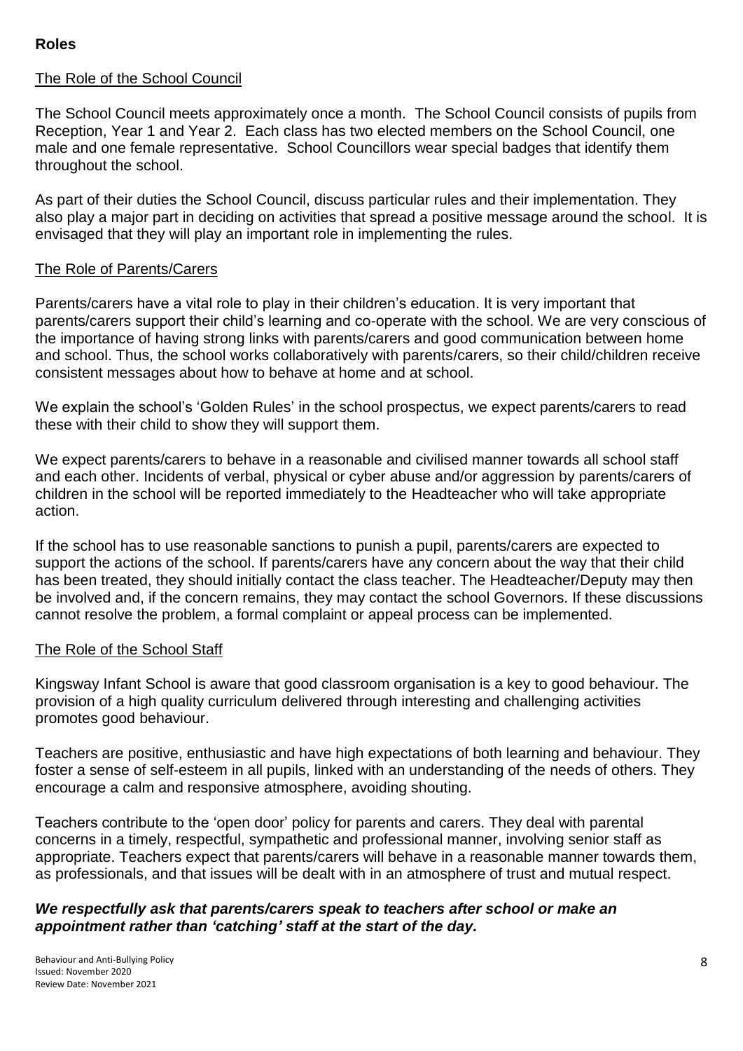## Roles

### The Role of the School Council

The School Council meets approximately once a month. The School Council consists of pupils from Reception, Year 1 and Year 2. Each class has two elected members on the School Council, one male and one female representative. School Councillors wear special badges that identify them throughout the school.

As part of their duties the School Council, discuss particular rules and their implementation. They also play a major part in deciding on activities that spread a positive message around the school. It is envisaged that they will play an important role in implementing the rules.

### The Role of Parents/Carers

Parents/carers have a vital role to play in their children's education. It is very important that parents/carers support their child's learning and co-operate with the school. We are very conscious of the importance of having strong links with parents/carers and good communication between home and school. Thus, the school works collaboratively with parents/carers, so their child/children receive consistent messages about how to behave at home and at school.

We explain the school's 'Golden Rules' in the school prospectus, we expect parents/carers to read these with their child to show they will support them.

We expect parents/carers to behave in a reasonable and civilised manner towards all school staff and each other. Incidents of verbal, physical or cyber abuse and/or aggression by parents/carers of children in the school will be reported immediately to the Headteacher who will take appropriate action.

If the school has to use reasonable sanctions to punish a pupil, parents/carers are expected to support the actions of the school. If parents/carers have any concern about the way that their child has been treated, they should initially contact the class teacher. The Headteacher/Deputy may then be involved and, if the concern remains, they may contact the school Governors. If these discussions cannot resolve the problem, a formal complaint or appeal process can be implemented.

### The Role of the School Staff

Kingsway Infant School is aware that good classroom organisation is a key to good behaviour. The provision of a high quality curriculum delivered through interesting and challenging activities promotes good behaviour.

Teachers are positive, enthusiastic and have high expectations of both learning and behaviour. They foster a sense of self-esteem in all pupils, linked with an understanding of the needs of others. They encourage a calm and responsive atmosphere, avoiding shouting.

Teachers contribute to the 'open door' policy for parents and carers. They deal with parental concerns in a timely, respectful, sympathetic and professional manner, involving senior staff as appropriate. Teachers expect that parents/carers will behave in a reasonable manner towards them, as professionals, and that issues will be dealt with in an atmosphere of trust and mutual respect.

***We respectfully ask that parents/carers speak to teachers after school or make an appointment rather than 'catching' staff at the start of the day.***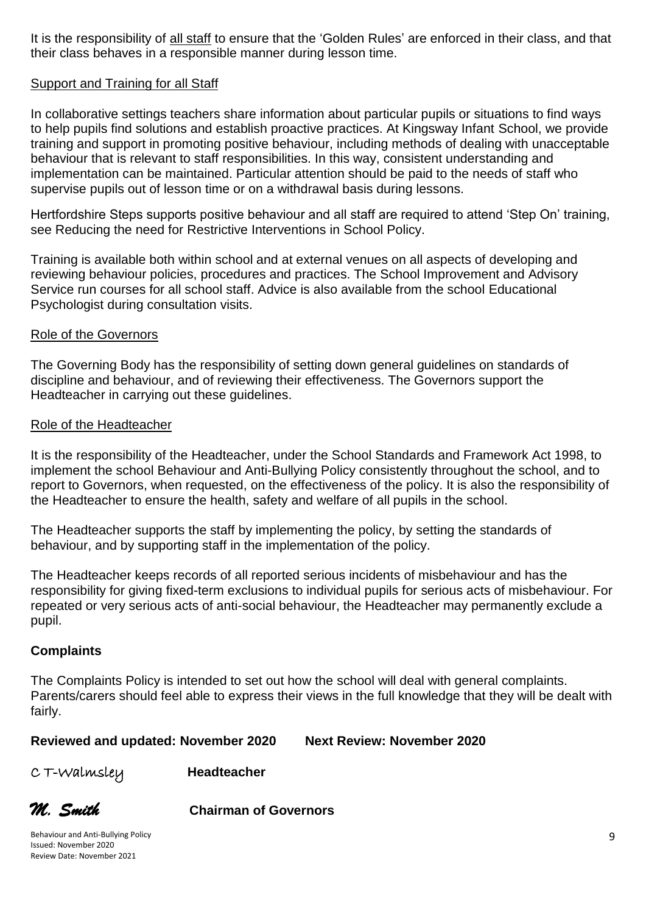It is the responsibility of all staff to ensure that the 'Golden Rules' are enforced in their class, and that their class behaves in a responsible manner during lesson time.

### Support and Training for all Staff

In collaborative settings teachers share information about particular pupils or situations to find ways to help pupils find solutions and establish proactive practices. At Kingsway Infant School, we provide training and support in promoting positive behaviour, including methods of dealing with unacceptable behaviour that is relevant to staff responsibilities. In this way, consistent understanding and implementation can be maintained. Particular attention should be paid to the needs of staff who supervise pupils out of lesson time or on a withdrawal basis during lessons.

Hertfordshire Steps supports positive behaviour and all staff are required to attend 'Step On' training, see Reducing the need for Restrictive Interventions in School Policy.

Training is available both within school and at external venues on all aspects of developing and reviewing behaviour policies, procedures and practices. The School Improvement and Advisory Service run courses for all school staff. Advice is also available from the school Educational Psychologist during consultation visits.

### Role of the Governors

The Governing Body has the responsibility of setting down general guidelines on standards of discipline and behaviour, and of reviewing their effectiveness. The Governors support the Headteacher in carrying out these guidelines.

### Role of the Headteacher

It is the responsibility of the Headteacher, under the School Standards and Framework Act 1998, to implement the school Behaviour and Anti-Bullying Policy consistently throughout the school, and to report to Governors, when requested, on the effectiveness of the policy. It is also the responsibility of the Headteacher to ensure the health, safety and welfare of all pupils in the school.

The Headteacher supports the staff by implementing the policy, by setting the standards of behaviour, and by supporting staff in the implementation of the policy.

The Headteacher keeps records of all reported serious incidents of misbehaviour and has the responsibility for giving fixed-term exclusions to individual pupils for serious acts of misbehaviour. For repeated or very serious acts of anti-social behaviour, the Headteacher may permanently exclude a pupil.

## Complaints

The Complaints Policy is intended to set out how the school will deal with general complaints. Parents/carers should feel able to express their views in the full knowledge that they will be dealt with fairly.

**Reviewed and updated: November 2020** **Next Review: November 2020**

C T-Walmsley **Headteacher**

*M. Smith* **Chairman of Governors**

Behaviour and Anti-Bullying Policy
Issued: November 2020
Review Date: November 2021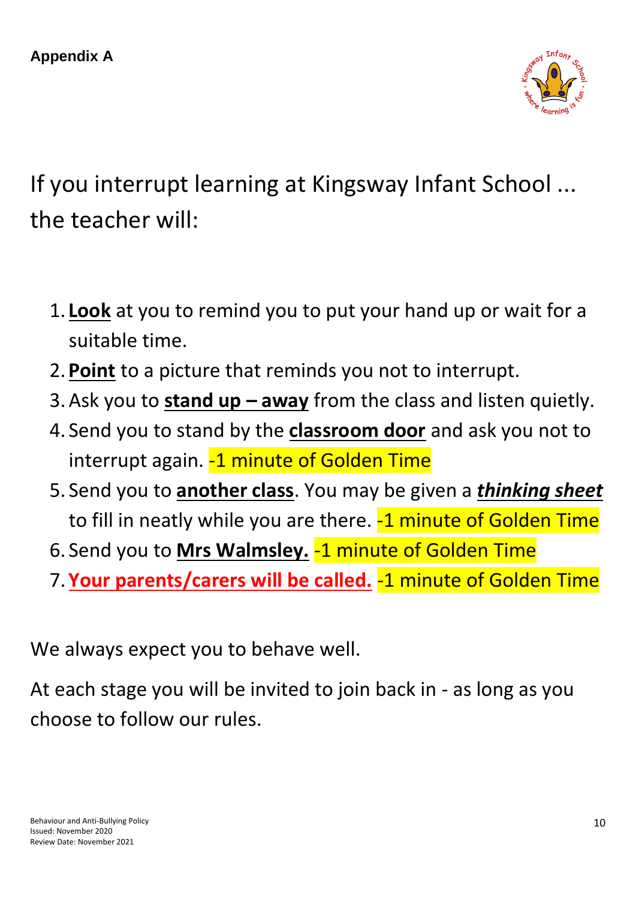**Appendix A**

# If you interrupt learning at Kingsway Infant School ... the teacher will:

1. **Look** at you to remind you to put your hand up or wait for a suitable time.
2. **Point** to a picture that reminds you not to interrupt.
3. Ask you to **stand up – away** from the class and listen quietly.
4. Send you to stand by the **classroom door** and ask you not to interrupt again. -1 minute of Golden Time
5. Send you to **another class**. You may be given a ***thinking sheet*** to fill in neatly while you are there. -1 minute of Golden Time
6. Send you to **Mrs Walmsley.** -1 minute of Golden Time
7. **Your parents/carers will be called.** -1 minute of Golden Time

We always expect you to behave well.

At each stage you will be invited to join back in - as long as you choose to follow our rules.